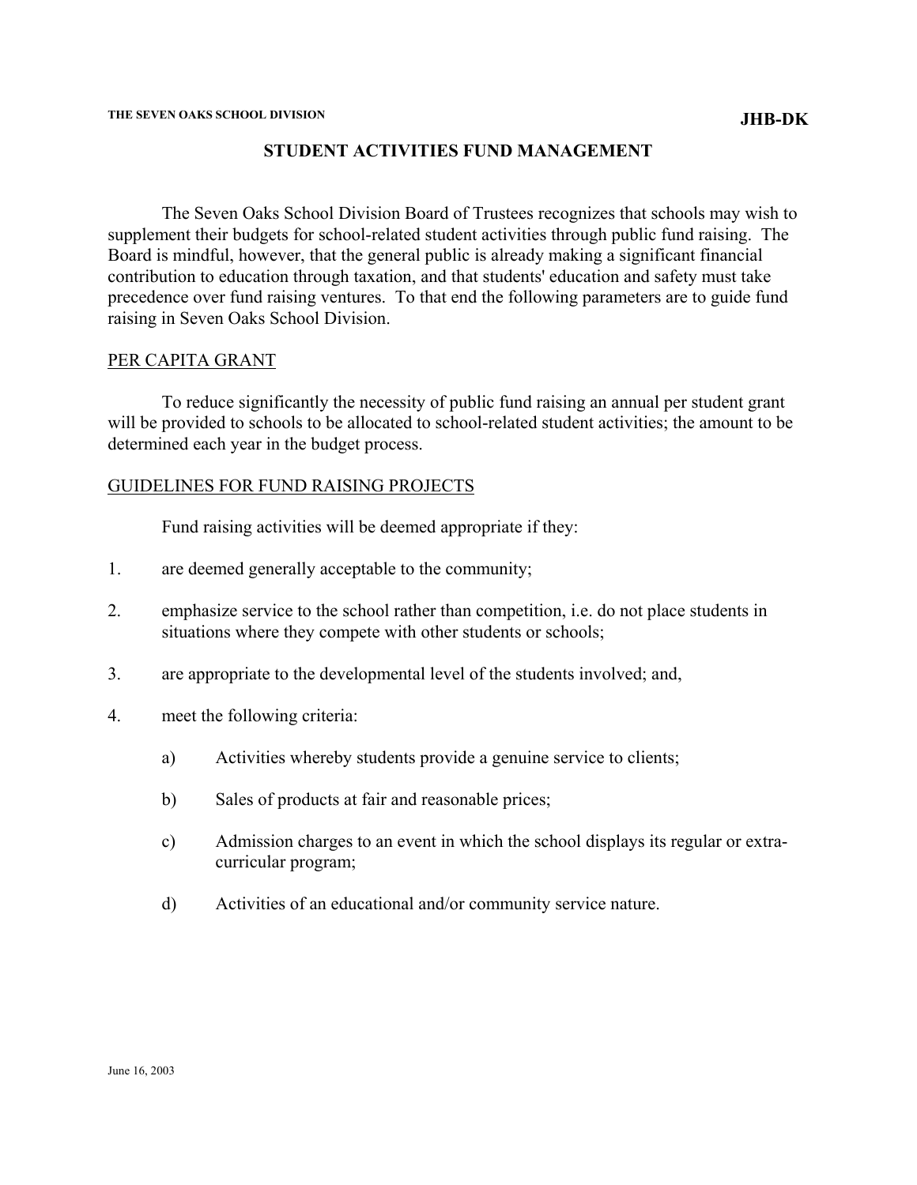THE SEVEN OAKS SCHOOL DIVISION

**JHB-DK**

# STUDENT ACTIVITIES FUND MANAGEMENT

The Seven Oaks School Division Board of Trustees recognizes that schools may wish to supplement their budgets for school-related student activities through public fund raising. The Board is mindful, however, that the general public is already making a significant financial contribution to education through taxation, and that students' education and safety must take precedence over fund raising ventures. To that end the following parameters are to guide fund raising in Seven Oaks School Division.

## PER CAPITA GRANT

To reduce significantly the necessity of public fund raising an annual per student grant will be provided to schools to be allocated to school-related student activities; the amount to be determined each year in the budget process.

## GUIDELINES FOR FUND RAISING PROJECTS

Fund raising activities will be deemed appropriate if they:

1. are deemed generally acceptable to the community;
2. emphasize service to the school rather than competition, i.e. do not place students in situations where they compete with other students or schools;
3. are appropriate to the developmental level of the students involved; and,
4. meet the following criteria:
   - a) Activities whereby students provide a genuine service to clients;
   - b) Sales of products at fair and reasonable prices;
   - c) Admission charges to an event in which the school displays its regular or extra-curricular program;
   - d) Activities of an educational and/or community service nature.

June 16, 2003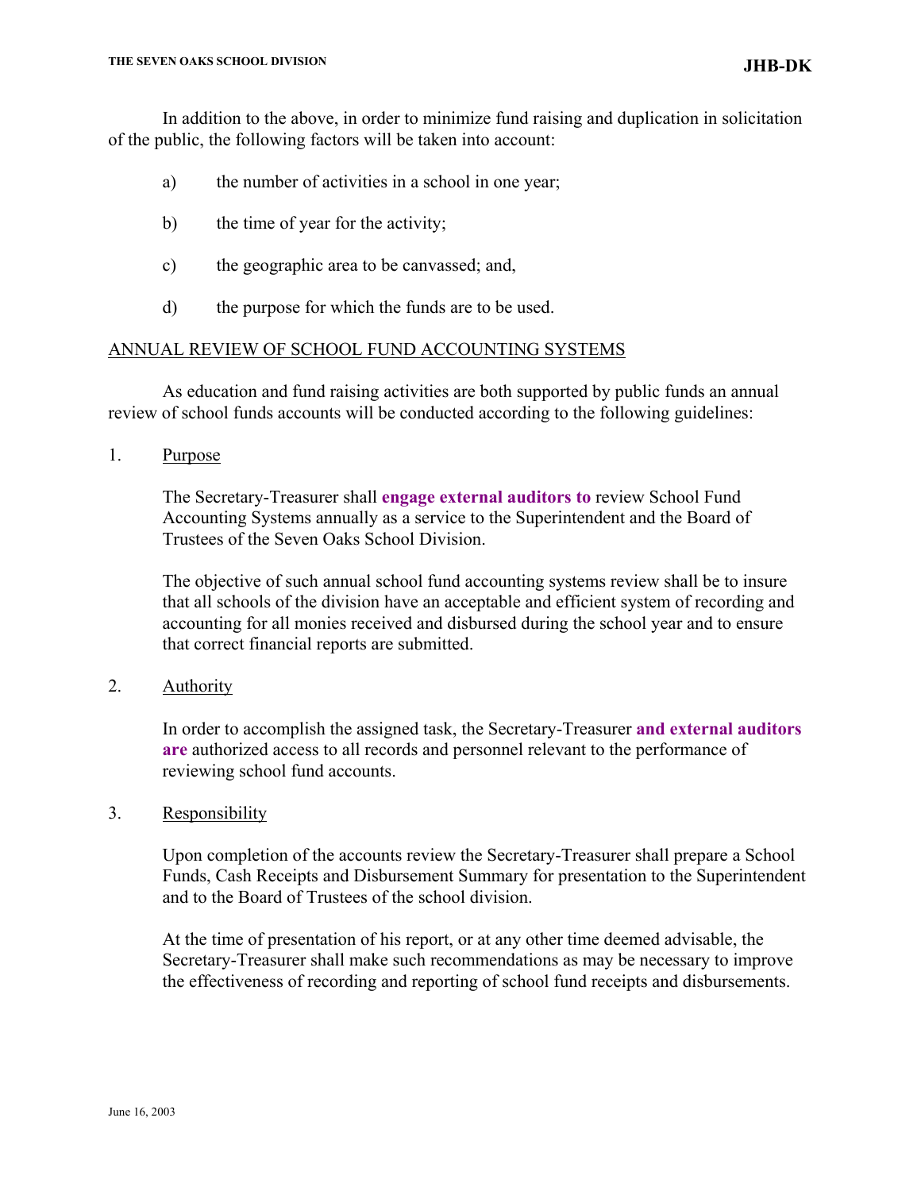In addition to the above, in order to minimize fund raising and duplication in solicitation of the public, the following factors will be taken into account:

a) the number of activities in a school in one year;

b) the time of year for the activity;

c) the geographic area to be canvassed; and,

d) the purpose for which the funds are to be used.

## ANNUAL REVIEW OF SCHOOL FUND ACCOUNTING SYSTEMS

As education and fund raising activities are both supported by public funds an annual review of school funds accounts will be conducted according to the following guidelines:

1. Purpose

   The Secretary-Treasurer shall **engage external auditors to** review School Fund Accounting Systems annually as a service to the Superintendent and the Board of Trustees of the Seven Oaks School Division.

   The objective of such annual school fund accounting systems review shall be to insure that all schools of the division have an acceptable and efficient system of recording and accounting for all monies received and disbursed during the school year and to ensure that correct financial reports are submitted.

2. Authority

   In order to accomplish the assigned task, the Secretary-Treasurer **and external auditors are** authorized access to all records and personnel relevant to the performance of reviewing school fund accounts.

3. Responsibility

   Upon completion of the accounts review the Secretary-Treasurer shall prepare a School Funds, Cash Receipts and Disbursement Summary for presentation to the Superintendent and to the Board of Trustees of the school division.

   At the time of presentation of his report, or at any other time deemed advisable, the Secretary-Treasurer shall make such recommendations as may be necessary to improve the effectiveness of recording and reporting of school fund receipts and disbursements.